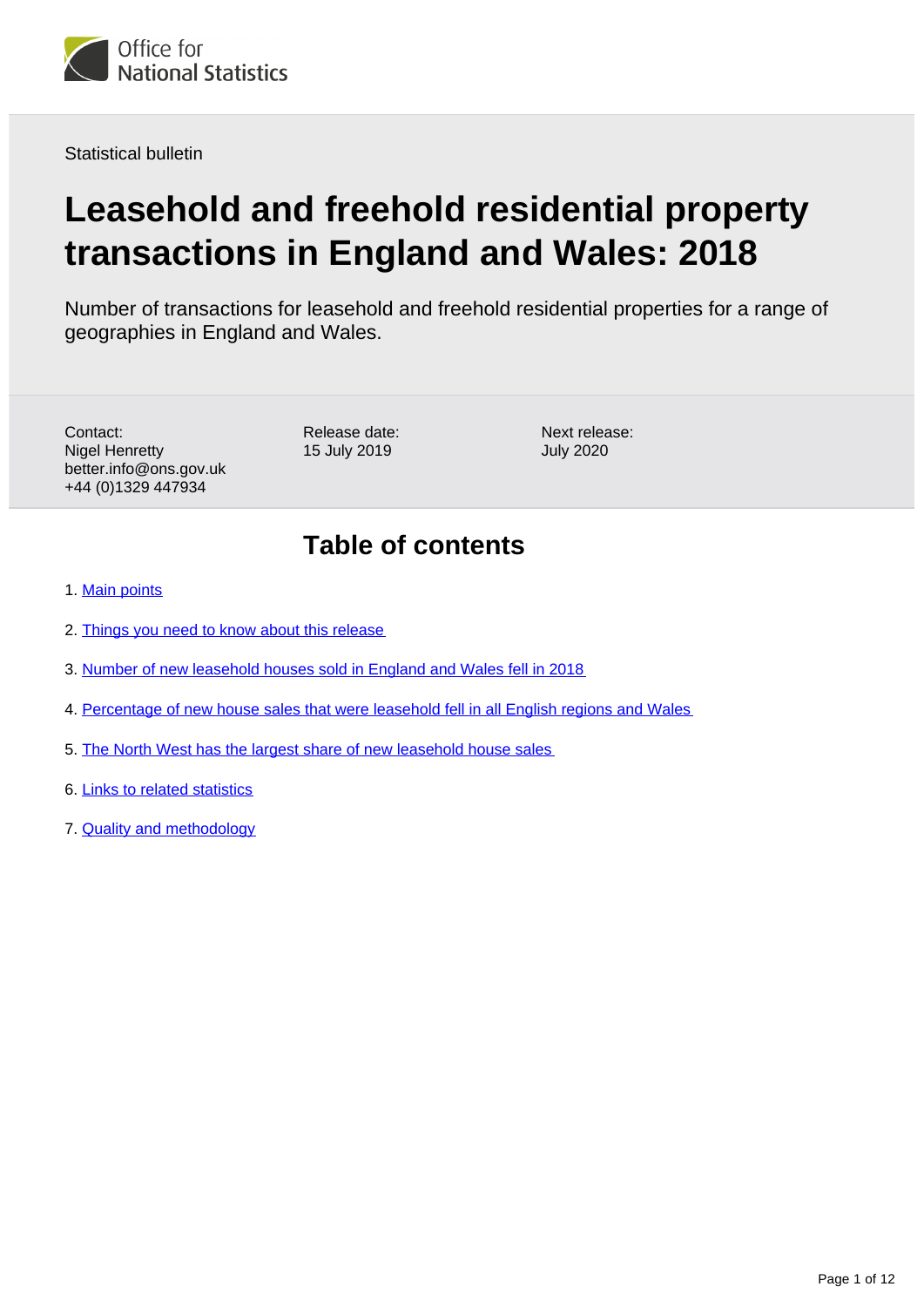Office for National Statistics

Statistical bulletin

# Leasehold and freehold residential property transactions in England and Wales: 2018

Number of transactions for leasehold and freehold residential properties for a range of geographies in England and Wales.

Contact:
Nigel Henretty
better.info@ons.gov.uk
+44 (0)1329 447934

Release date:
15 July 2019

Next release:
July 2020

## Table of contents

1. Main points
2. Things you need to know about this release
3. Number of new leasehold houses sold in England and Wales fell in 2018
4. Percentage of new house sales that were leasehold fell in all English regions and Wales
5. The North West has the largest share of new leasehold house sales
6. Links to related statistics
7. Quality and methodology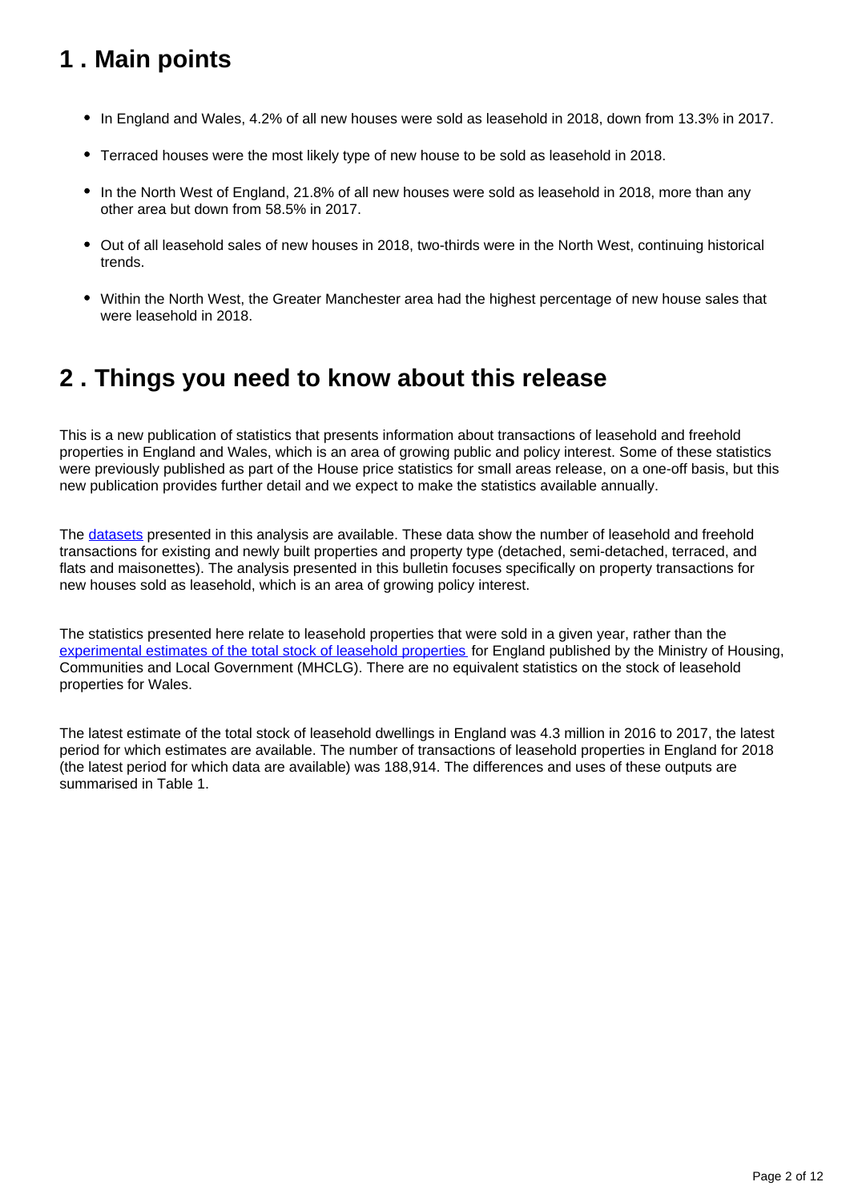## 1 . Main points

- In England and Wales, 4.2% of all new houses were sold as leasehold in 2018, down from 13.3% in 2017.
- Terraced houses were the most likely type of new house to be sold as leasehold in 2018.
- In the North West of England, 21.8% of all new houses were sold as leasehold in 2018, more than any other area but down from 58.5% in 2017.
- Out of all leasehold sales of new houses in 2018, two-thirds were in the North West, continuing historical trends.
- Within the North West, the Greater Manchester area had the highest percentage of new house sales that were leasehold in 2018.

## 2 . Things you need to know about this release

This is a new publication of statistics that presents information about transactions of leasehold and freehold properties in England and Wales, which is an area of growing public and policy interest. Some of these statistics were previously published as part of the House price statistics for small areas release, on a one-off basis, but this new publication provides further detail and we expect to make the statistics available annually.

The datasets presented in this analysis are available. These data show the number of leasehold and freehold transactions for existing and newly built properties and property type (detached, semi-detached, terraced, and flats and maisonettes). The analysis presented in this bulletin focuses specifically on property transactions for new houses sold as leasehold, which is an area of growing policy interest.

The statistics presented here relate to leasehold properties that were sold in a given year, rather than the experimental estimates of the total stock of leasehold properties for England published by the Ministry of Housing, Communities and Local Government (MHCLG). There are no equivalent statistics on the stock of leasehold properties for Wales.

The latest estimate of the total stock of leasehold dwellings in England was 4.3 million in 2016 to 2017, the latest period for which estimates are available. The number of transactions of leasehold properties in England for 2018 (the latest period for which data are available) was 188,914. The differences and uses of these outputs are summarised in Table 1.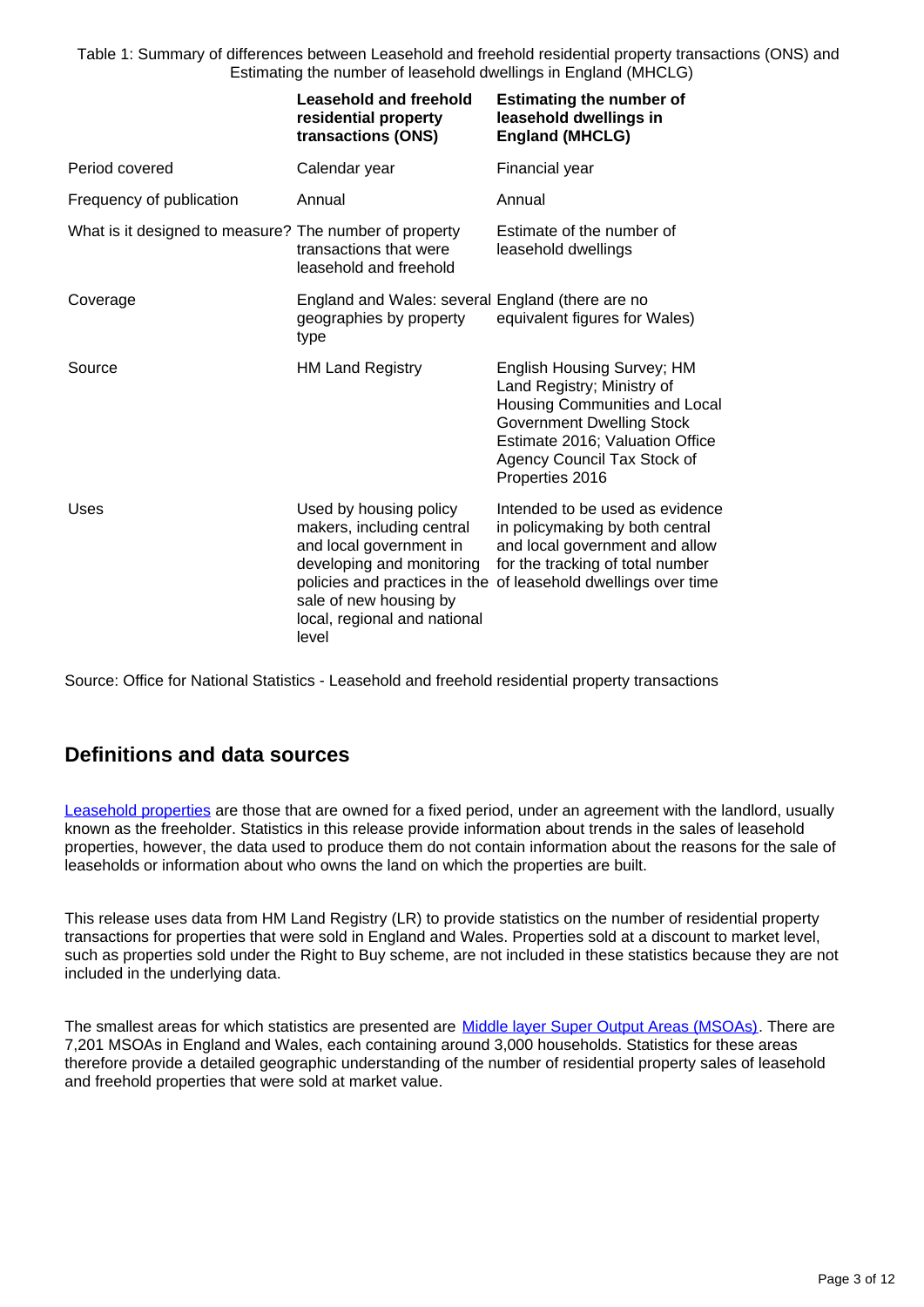Table 1: Summary of differences between Leasehold and freehold residential property transactions (ONS) and Estimating the number of leasehold dwellings in England (MHCLG)

| | **Leasehold and freehold residential property transactions (ONS)** | **Estimating the number of leasehold dwellings in England (MHCLG)** |
|---|---|---|
| Period covered | Calendar year | Financial year |
| Frequency of publication | Annual | Annual |
| What is it designed to measure? | The number of property transactions that were leasehold and freehold | Estimate of the number of leasehold dwellings |
| Coverage | England and Wales: several geographies by property type | England (there are no equivalent figures for Wales) |
| Source | HM Land Registry | English Housing Survey; HM Land Registry; Ministry of Housing Communities and Local Government Dwelling Stock Estimate 2016; Valuation Office Agency Council Tax Stock of Properties 2016 |
| Uses | Used by housing policy makers, including central and local government in developing and monitoring policies and practices in the sale of new housing by local, regional and national level | Intended to be used as evidence in policymaking by both central and local government and allow for the tracking of total number of leasehold dwellings over time |

Source: Office for National Statistics - Leasehold and freehold residential property transactions

## Definitions and data sources

Leasehold properties are those that are owned for a fixed period, under an agreement with the landlord, usually known as the freeholder. Statistics in this release provide information about trends in the sales of leasehold properties, however, the data used to produce them do not contain information about the reasons for the sale of leaseholds or information about who owns the land on which the properties are built.

This release uses data from HM Land Registry (LR) to provide statistics on the number of residential property transactions for properties that were sold in England and Wales. Properties sold at a discount to market level, such as properties sold under the Right to Buy scheme, are not included in these statistics because they are not included in the underlying data.

The smallest areas for which statistics are presented are Middle layer Super Output Areas (MSOAs). There are 7,201 MSOAs in England and Wales, each containing around 3,000 households. Statistics for these areas therefore provide a detailed geographic understanding of the number of residential property sales of leasehold and freehold properties that were sold at market value.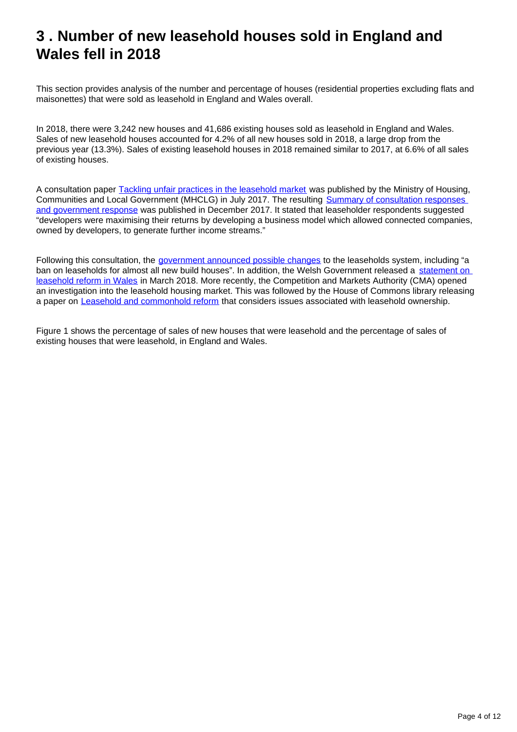## 3 . Number of new leasehold houses sold in England and Wales fell in 2018

This section provides analysis of the number and percentage of houses (residential properties excluding flats and maisonettes) that were sold as leasehold in England and Wales overall.

In 2018, there were 3,242 new houses and 41,686 existing houses sold as leasehold in England and Wales. Sales of new leasehold houses accounted for 4.2% of all new houses sold in 2018, a large drop from the previous year (13.3%). Sales of existing leasehold houses in 2018 remained similar to 2017, at 6.6% of all sales of existing houses.

A consultation paper Tackling unfair practices in the leasehold market was published by the Ministry of Housing, Communities and Local Government (MHCLG) in July 2017. The resulting Summary of consultation responses and government response was published in December 2017. It stated that leaseholder respondents suggested "developers were maximising their returns by developing a business model which allowed connected companies, owned by developers, to generate further income streams."

Following this consultation, the government announced possible changes to the leaseholds system, including "a ban on leaseholds for almost all new build houses". In addition, the Welsh Government released a statement on leasehold reform in Wales in March 2018. More recently, the Competition and Markets Authority (CMA) opened an investigation into the leasehold housing market. This was followed by the House of Commons library releasing a paper on Leasehold and commonhold reform that considers issues associated with leasehold ownership.

Figure 1 shows the percentage of sales of new houses that were leasehold and the percentage of sales of existing houses that were leasehold, in England and Wales.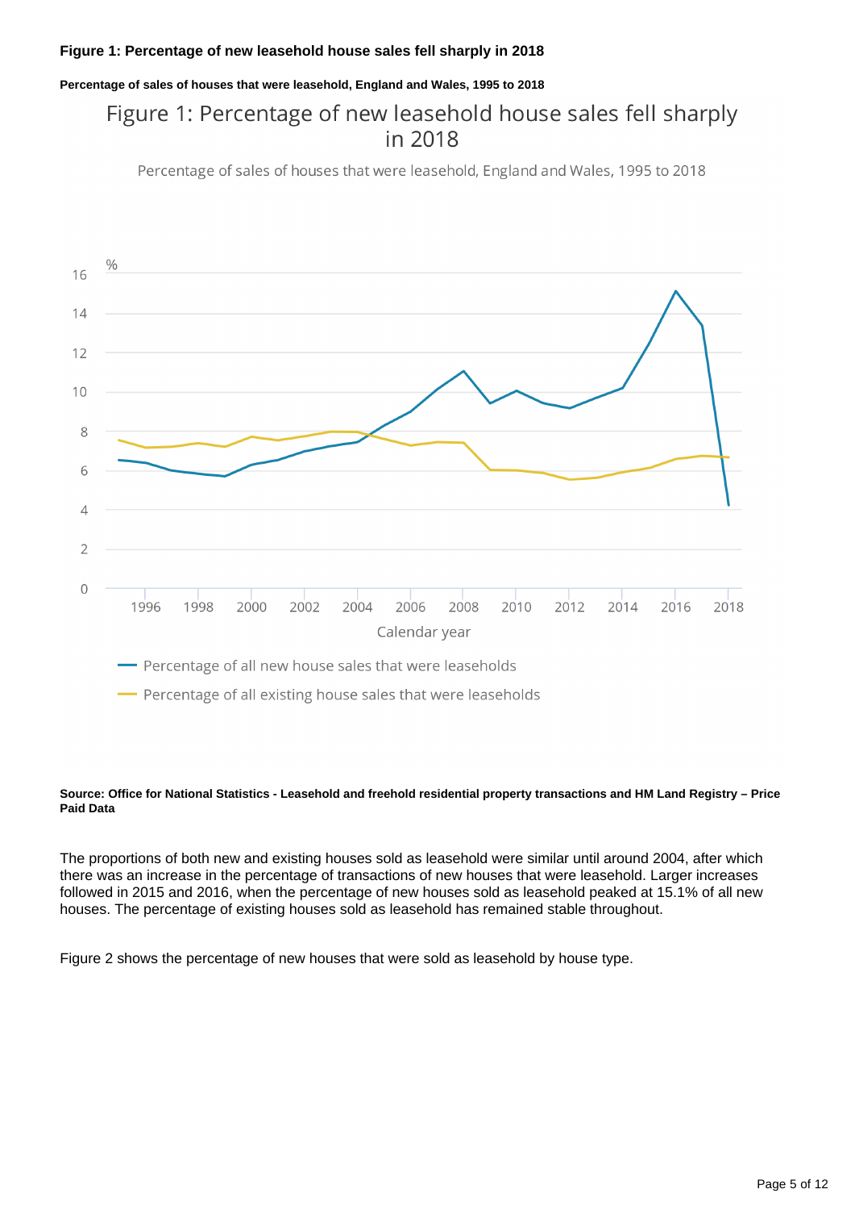**Figure 1: Percentage of new leasehold house sales fell sharply in 2018**

**Percentage of sales of houses that were leasehold, England and Wales, 1995 to 2018**

**Source: Office for National Statistics - Leasehold and freehold residential property transactions and HM Land Registry – Price Paid Data**

The proportions of both new and existing houses sold as leasehold were similar until around 2004, after which there was an increase in the percentage of transactions of new houses that were leasehold. Larger increases followed in 2015 and 2016, when the percentage of new houses sold as leasehold peaked at 15.1% of all new houses. The percentage of existing houses sold as leasehold has remained stable throughout.

Figure 2 shows the percentage of new houses that were sold as leasehold by house type.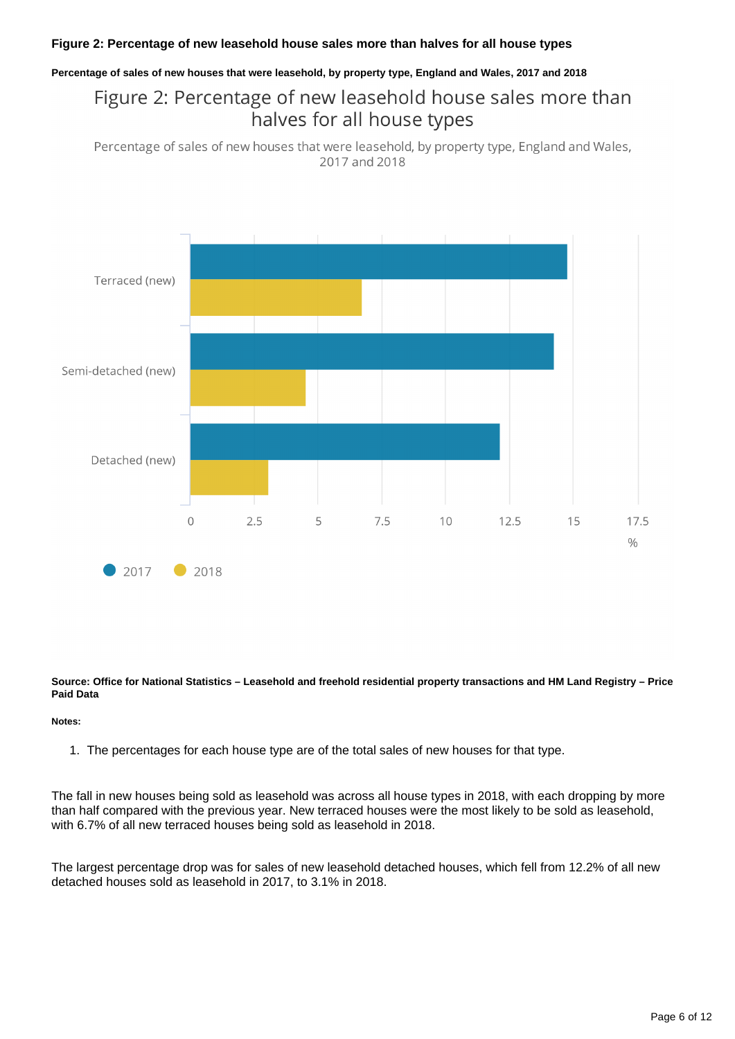### Figure 2: Percentage of new leasehold house sales more than halves for all house types

#### Percentage of sales of new houses that were leasehold, by property type, England and Wales, 2017 and 2018

**Source: Office for National Statistics – Leasehold and freehold residential property transactions and HM Land Registry – Price Paid Data**

**Notes:**

1. The percentages for each house type are of the total sales of new houses for that type.

The fall in new houses being sold as leasehold was across all house types in 2018, with each dropping by more than half compared with the previous year. New terraced houses were the most likely to be sold as leasehold, with 6.7% of all new terraced houses being sold as leasehold in 2018.

The largest percentage drop was for sales of new leasehold detached houses, which fell from 12.2% of all new detached houses sold as leasehold in 2017, to 3.1% in 2018.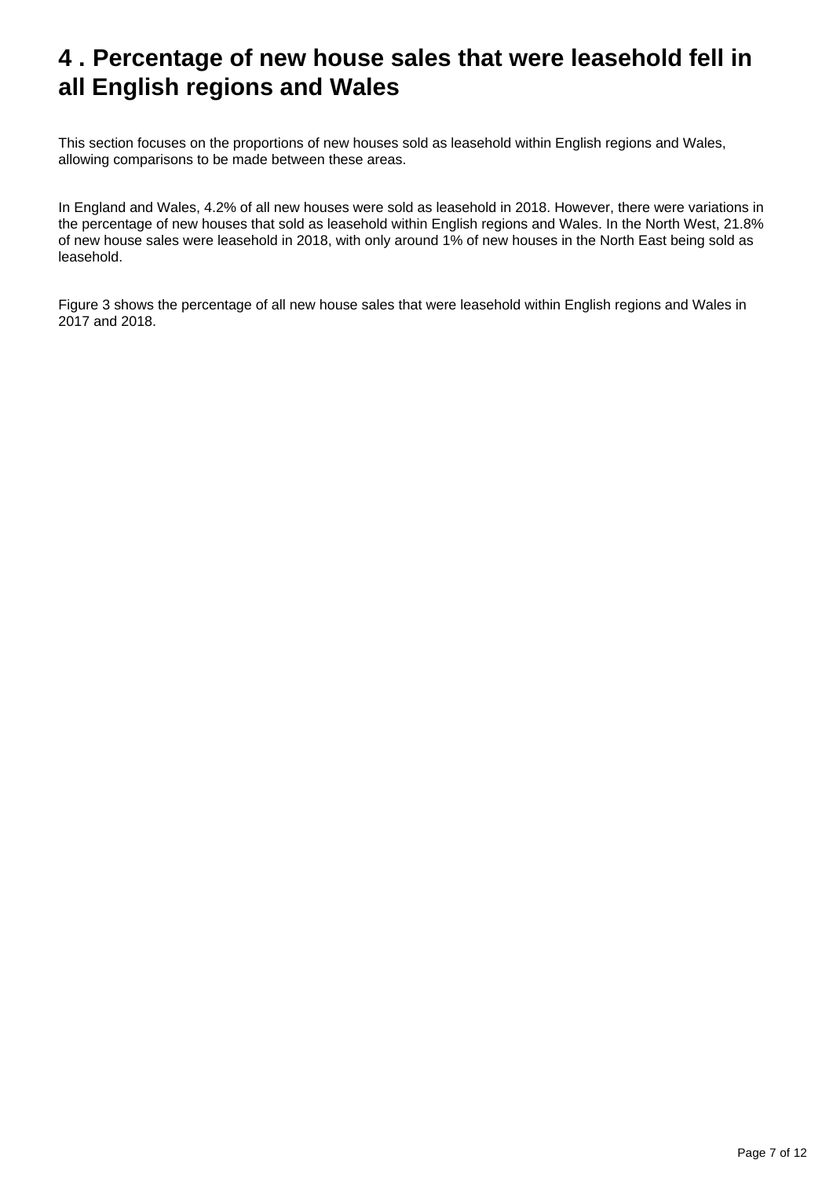# 4 . Percentage of new house sales that were leasehold fell in all English regions and Wales

This section focuses on the proportions of new houses sold as leasehold within English regions and Wales, allowing comparisons to be made between these areas.

In England and Wales, 4.2% of all new houses were sold as leasehold in 2018. However, there were variations in the percentage of new houses that sold as leasehold within English regions and Wales. In the North West, 21.8% of new house sales were leasehold in 2018, with only around 1% of new houses in the North East being sold as leasehold.

Figure 3 shows the percentage of all new house sales that were leasehold within English regions and Wales in 2017 and 2018.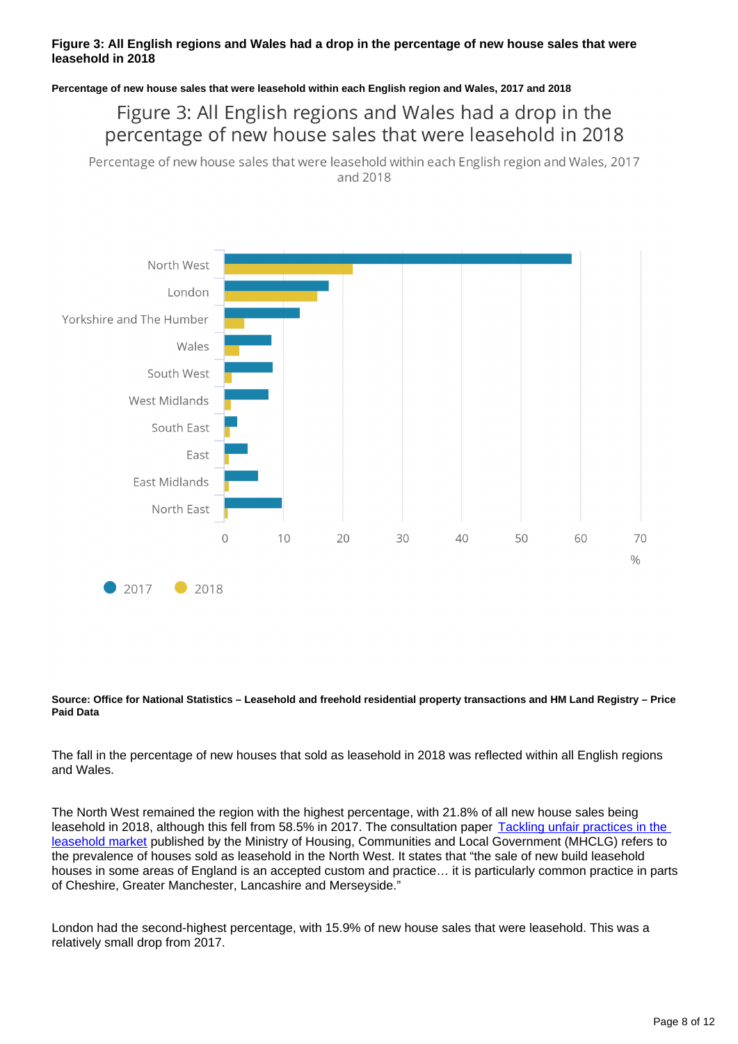**Figure 3: All English regions and Wales had a drop in the percentage of new house sales that were leasehold in 2018**

**Percentage of new house sales that were leasehold within each English region and Wales, 2017 and 2018**

**Source: Office for National Statistics – Leasehold and freehold residential property transactions and HM Land Registry – Price Paid Data**

The fall in the percentage of new houses that sold as leasehold in 2018 was reflected within all English regions and Wales.

The North West remained the region with the highest percentage, with 21.8% of all new house sales being leasehold in 2018, although this fell from 58.5% in 2017. The consultation paper [Tackling unfair practices in the leasehold market](#) published by the Ministry of Housing, Communities and Local Government (MHCLG) refers to the prevalence of houses sold as leasehold in the North West. It states that "the sale of new build leasehold houses in some areas of England is an accepted custom and practice… it is particularly common practice in parts of Cheshire, Greater Manchester, Lancashire and Merseyside."

London had the second-highest percentage, with 15.9% of new house sales that were leasehold. This was a relatively small drop from 2017.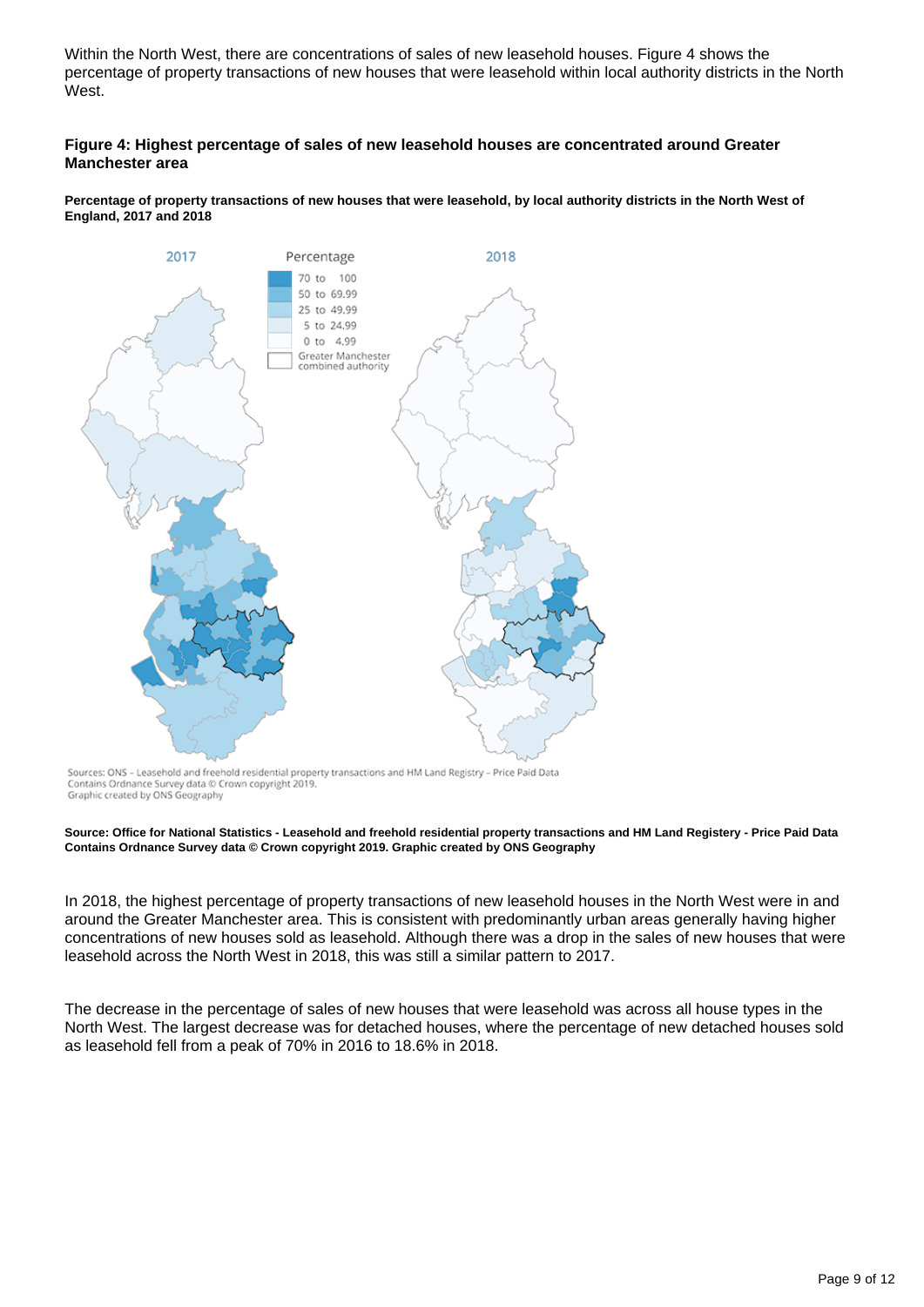Within the North West, there are concentrations of sales of new leasehold houses. Figure 4 shows the percentage of property transactions of new houses that were leasehold within local authority districts in the North West.

### Figure 4: Highest percentage of sales of new leasehold houses are concentrated around Greater Manchester area

**Percentage of property transactions of new houses that were leasehold, by local authority districts in the North West of England, 2017 and 2018**

**Source: Office for National Statistics - Leasehold and freehold residential property transactions and HM Land Registery - Price Paid Data Contains Ordnance Survey data © Crown copyright 2019. Graphic created by ONS Geography**

In 2018, the highest percentage of property transactions of new leasehold houses in the North West were in and around the Greater Manchester area. This is consistent with predominantly urban areas generally having higher concentrations of new houses sold as leasehold. Although there was a drop in the sales of new houses that were leasehold across the North West in 2018, this was still a similar pattern to 2017.

The decrease in the percentage of sales of new houses that were leasehold was across all house types in the North West. The largest decrease was for detached houses, where the percentage of new detached houses sold as leasehold fell from a peak of 70% in 2016 to 18.6% in 2018.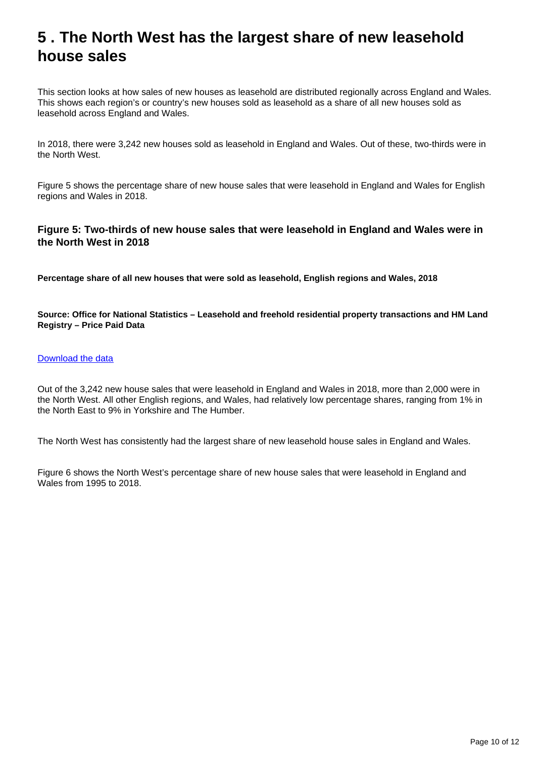## 5 . The North West has the largest share of new leasehold house sales

This section looks at how sales of new houses as leasehold are distributed regionally across England and Wales. This shows each region's or country's new houses sold as leasehold as a share of all new houses sold as leasehold across England and Wales.

In 2018, there were 3,242 new houses sold as leasehold in England and Wales. Out of these, two-thirds were in the North West.

Figure 5 shows the percentage share of new house sales that were leasehold in England and Wales for English regions and Wales in 2018.

### Figure 5: Two-thirds of new house sales that were leasehold in England and Wales were in the North West in 2018

**Percentage share of all new houses that were sold as leasehold, English regions and Wales, 2018**

**Source: Office for National Statistics – Leasehold and freehold residential property transactions and HM Land Registry – Price Paid Data**

Download the data

Out of the 3,242 new house sales that were leasehold in England and Wales in 2018, more than 2,000 were in the North West. All other English regions, and Wales, had relatively low percentage shares, ranging from 1% in the North East to 9% in Yorkshire and The Humber.

The North West has consistently had the largest share of new leasehold house sales in England and Wales.

Figure 6 shows the North West's percentage share of new house sales that were leasehold in England and Wales from 1995 to 2018.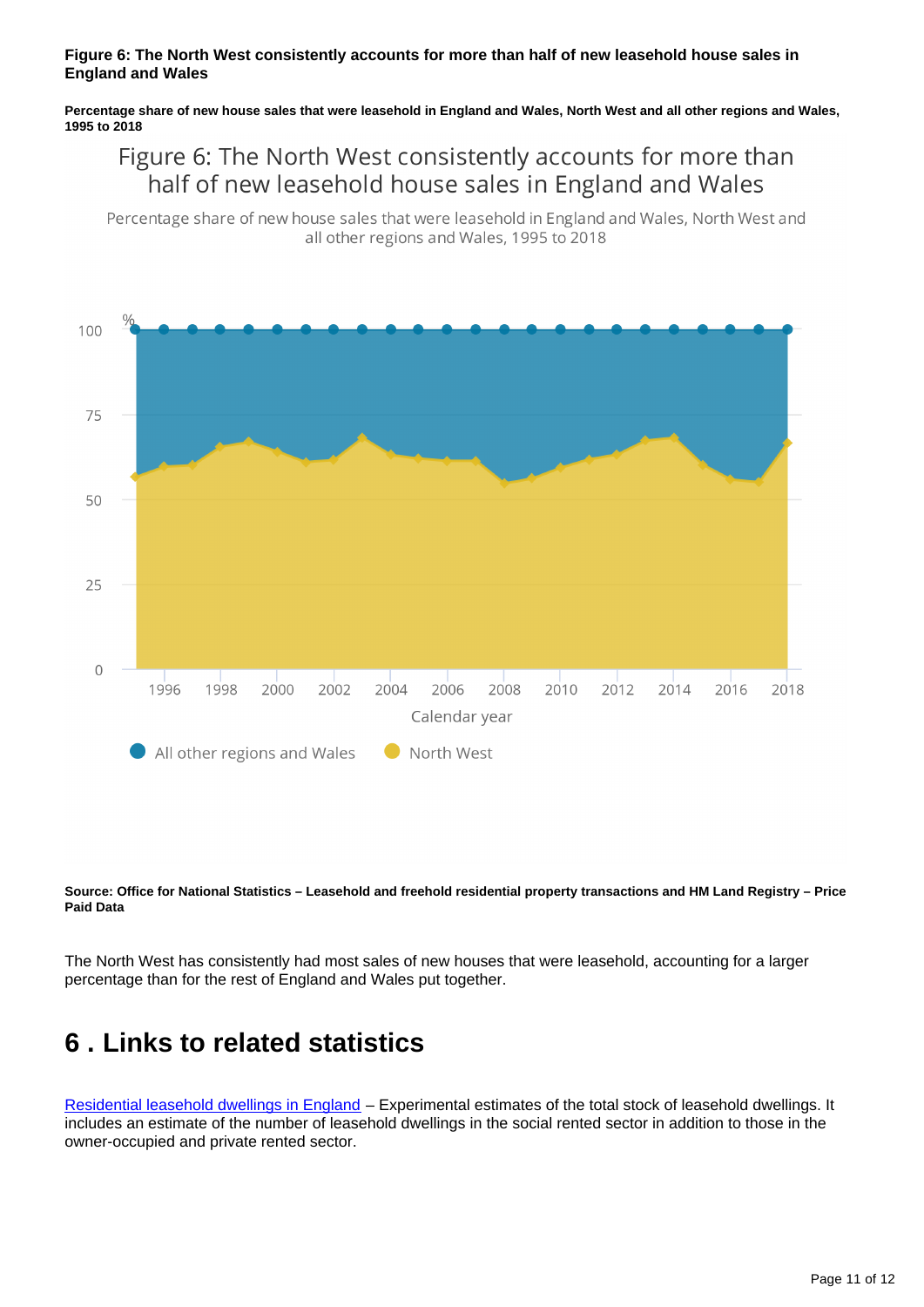**Figure 6: The North West consistently accounts for more than half of new leasehold house sales in England and Wales**

**Percentage share of new house sales that were leasehold in England and Wales, North West and all other regions and Wales, 1995 to 2018**

**Source: Office for National Statistics – Leasehold and freehold residential property transactions and HM Land Registry – Price Paid Data**

The North West has consistently had most sales of new houses that were leasehold, accounting for a larger percentage than for the rest of England and Wales put together.

## 6 . Links to related statistics

[Residential leasehold dwellings in England](Residential leasehold dwellings in England) – Experimental estimates of the total stock of leasehold dwellings. It includes an estimate of the number of leasehold dwellings in the social rented sector in addition to those in the owner-occupied and private rented sector.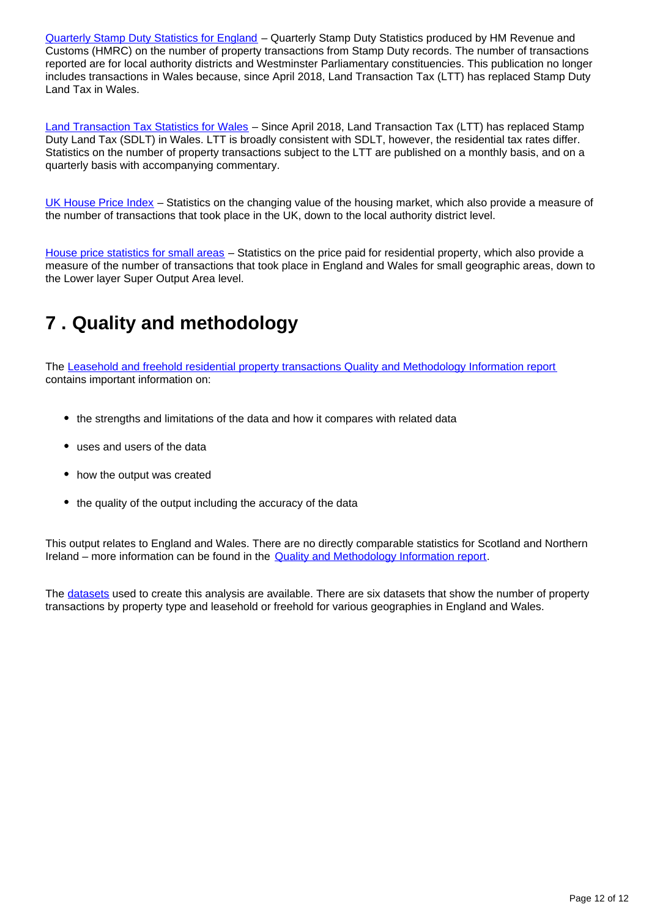Quarterly Stamp Duty Statistics for England – Quarterly Stamp Duty Statistics produced by HM Revenue and Customs (HMRC) on the number of property transactions from Stamp Duty records. The number of transactions reported are for local authority districts and Westminster Parliamentary constituencies. This publication no longer includes transactions in Wales because, since April 2018, Land Transaction Tax (LTT) has replaced Stamp Duty Land Tax in Wales.

Land Transaction Tax Statistics for Wales – Since April 2018, Land Transaction Tax (LTT) has replaced Stamp Duty Land Tax (SDLT) in Wales. LTT is broadly consistent with SDLT, however, the residential tax rates differ. Statistics on the number of property transactions subject to the LTT are published on a monthly basis, and on a quarterly basis with accompanying commentary.

UK House Price Index – Statistics on the changing value of the housing market, which also provide a measure of the number of transactions that took place in the UK, down to the local authority district level.

House price statistics for small areas – Statistics on the price paid for residential property, which also provide a measure of the number of transactions that took place in England and Wales for small geographic areas, down to the Lower layer Super Output Area level.

## 7 . Quality and methodology

The Leasehold and freehold residential property transactions Quality and Methodology Information report contains important information on:

- the strengths and limitations of the data and how it compares with related data
- uses and users of the data
- how the output was created
- the quality of the output including the accuracy of the data

This output relates to England and Wales. There are no directly comparable statistics for Scotland and Northern Ireland – more information can be found in the Quality and Methodology Information report.

The datasets used to create this analysis are available. There are six datasets that show the number of property transactions by property type and leasehold or freehold for various geographies in England and Wales.